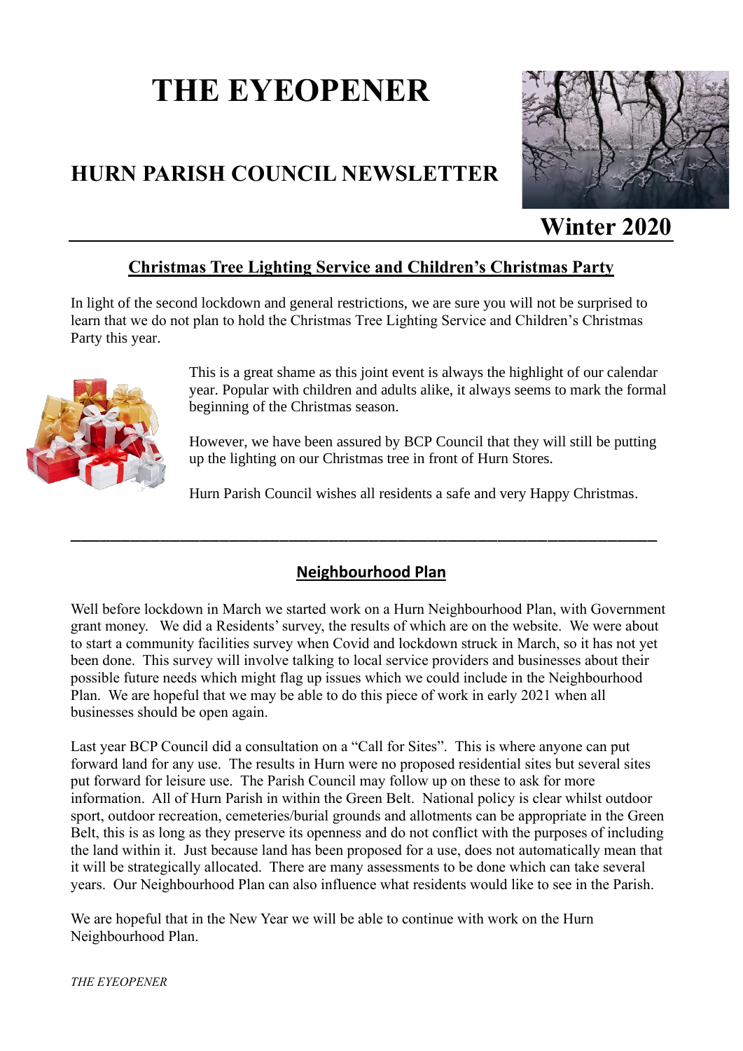# THE EYEOPENER

## HURN PARISH COUNCIL NEWSLETTER

**Winter 2020**

---

### Christmas Tree Lighting Service and Children's Christmas Party

In light of the second lockdown and general restrictions, we are sure you will not be surprised to learn that we do not plan to hold the Christmas Tree Lighting Service and Children's Christmas Party this year.

This is a great shame as this joint event is always the highlight of our calendar year. Popular with children and adults alike, it always seems to mark the formal beginning of the Christmas season.

However, we have been assured by BCP Council that they will still be putting up the lighting on our Christmas tree in front of Hurn Stores.

Hurn Parish Council wishes all residents a safe and very Happy Christmas.

---

### Neighbourhood Plan

Well before lockdown in March we started work on a Hurn Neighbourhood Plan, with Government grant money. We did a Residents' survey, the results of which are on the website. We were about to start a community facilities survey when Covid and lockdown struck in March, so it has not yet been done. This survey will involve talking to local service providers and businesses about their possible future needs which might flag up issues which we could include in the Neighbourhood Plan. We are hopeful that we may be able to do this piece of work in early 2021 when all businesses should be open again.

Last year BCP Council did a consultation on a "Call for Sites". This is where anyone can put forward land for any use. The results in Hurn were no proposed residential sites but several sites put forward for leisure use. The Parish Council may follow up on these to ask for more information. All of Hurn Parish in within the Green Belt. National policy is clear whilst outdoor sport, outdoor recreation, cemeteries/burial grounds and allotments can be appropriate in the Green Belt, this is as long as they preserve its openness and do not conflict with the purposes of including the land within it. Just because land has been proposed for a use, does not automatically mean that it will be strategically allocated. There are many assessments to be done which can take several years. Our Neighbourhood Plan can also influence what residents would like to see in the Parish.

We are hopeful that in the New Year we will be able to continue with work on the Hurn Neighbourhood Plan.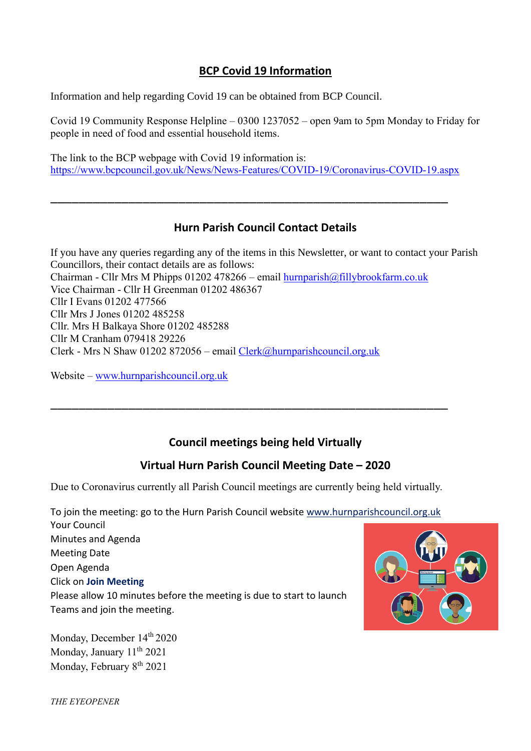## BCP Covid 19 Information

Information and help regarding Covid 19 can be obtained from BCP Council.

Covid 19 Community Response Helpline – 0300 1237052 – open 9am to 5pm Monday to Friday for people in need of food and essential household items.

The link to the BCP webpage with Covid 19 information is:
https://www.bcpcouncil.gov.uk/News/News-Features/COVID-19/Coronavirus-COVID-19.aspx

---

## Hurn Parish Council Contact Details

If you have any queries regarding any of the items in this Newsletter, or want to contact your Parish Councillors, their contact details are as follows:

Chairman - Cllr Mrs M Phipps 01202 478266 – email hurnparish@fillybrookfarm.co.uk
Vice Chairman - Cllr H Greenman 01202 486367
Cllr I Evans 01202 477566
Cllr Mrs J Jones 01202 485258
Cllr. Mrs H Balkaya Shore 01202 485288
Cllr M Cranham 079418 29226
Clerk - Mrs N Shaw 01202 872056 – email Clerk@hurnparishcouncil.org.uk

Website – www.hurnparishcouncil.org.uk

---

## Council meetings being held Virtually

## Virtual Hurn Parish Council Meeting Date – 2020

Due to Coronavirus currently all Parish Council meetings are currently being held virtually.

To join the meeting: go to the Hurn Parish Council website www.hurnparishcouncil.org.uk
Your Council
Minutes and Agenda
Meeting Date
Open Agenda
Click on **Join Meeting**
Please allow 10 minutes before the meeting is due to start to launch Teams and join the meeting.

Monday, December 14th 2020
Monday, January 11th 2021
Monday, February 8th 2021